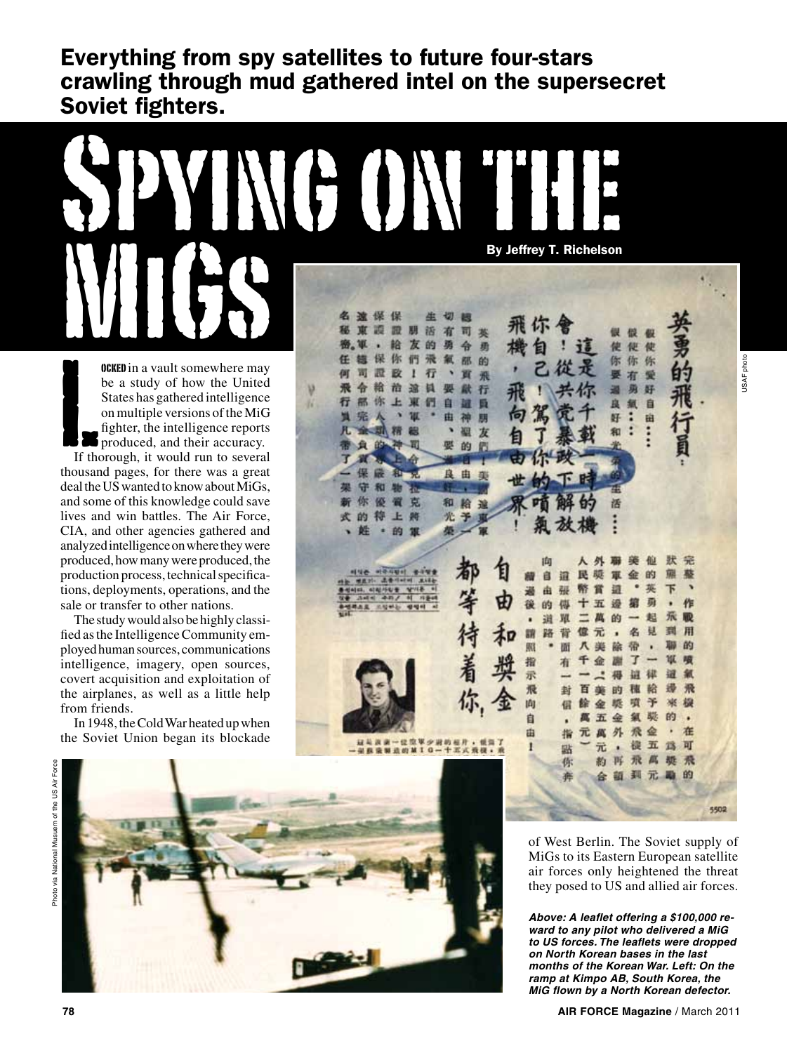**Everything from spy satellites to future four-stars crawling through mud gathered intel on the supersecret Soviet fighters.**

# Spying on the MiGs

By Jeffrey T. Richelson

Locked in a vault somewhere may be a study of how the United States has gathered intelligence on multiple versions of the MiG fighter, the intelligence reports produced, and their accuracy.

If thorough, it would run to several thousand pages, for there was a great deal the US wanted to know about MiGs, and some of this knowledge could save lives and win battles. The Air Force, CIA, and other agencies gathered and analyzed intelligence on where they were produced, how many were produced, the production process, technical specifications, deployments, operations, and the sale or transfer to other nations.

The study would also be highly classified as the Intelligence Community employed human sources, communications intelligence, imagery, open sources, covert acquisition and exploitation of the airplanes, as well as a little help from friends.

In 1948, the Cold War heated up when the Soviet Union began its blockade of West Berlin. The Soviet supply of MiGs to its Eastern European satellite air forces only heightened the threat they posed to US and allied air forces.

***Above: A leaflet offering a $100,000 reward to any pilot who delivered a MiG to US forces. The leaflets were dropped on North Korean bases in the last months of the Korean War. Left: On the ramp at Kimpo AB, South Korea, the MiG flown by a North Korean defector.***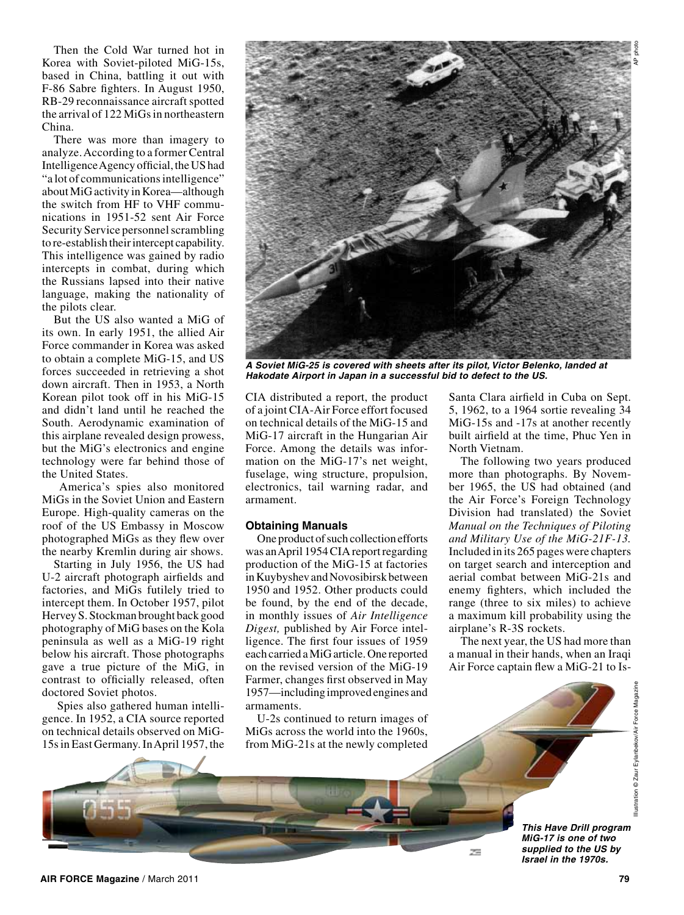Then the Cold War turned hot in Korea with Soviet-piloted MiG-15s, based in China, battling it out with F-86 Sabre fighters. In August 1950, RB-29 reconnaissance aircraft spotted the arrival of 122 MiGs in northeastern China.

There was more than imagery to analyze. According to a former Central Intelligence Agency official, the US had "a lot of communications intelligence" about MiG activity in Korea—although the switch from HF to VHF communications in 1951-52 sent Air Force Security Service personnel scrambling to re-establish their intercept capability. This intelligence was gained by radio intercepts in combat, during which the Russians lapsed into their native language, making the nationality of the pilots clear.

But the US also wanted a MiG of its own. In early 1951, the allied Air Force commander in Korea was asked to obtain a complete MiG-15, and US forces succeeded in retrieving a shot down aircraft. Then in 1953, a North Korean pilot took off in his MiG-15 and didn't land until he reached the South. Aerodynamic examination of this airplane revealed design prowess, but the MiG's electronics and engine technology were far behind those of the United States.

America's spies also monitored MiGs in the Soviet Union and Eastern Europe. High-quality cameras on the roof of the US Embassy in Moscow photographed MiGs as they flew over the nearby Kremlin during air shows.

Starting in July 1956, the US had U-2 aircraft photograph airfields and factories, and MiGs futilely tried to intercept them. In October 1957, pilot Hervey S. Stockman brought back good photography of MiG bases on the Kola peninsula as well as a MiG-19 right below his aircraft. Those photographs gave a true picture of the MiG, in contrast to officially released, often doctored Soviet photos.

Spies also gathered human intelligence. In 1952, a CIA source reported on technical details observed on MiG-15s in East Germany. In April 1957, the CIA distributed a report, the product of a joint CIA-Air Force effort focused on technical details of the MiG-15 and MiG-17 aircraft in the Hungarian Air Force. Among the details was information on the MiG-17's net weight, fuselage, wing structure, propulsion, electronics, tail warning radar, and armament.

A Soviet MiG-25 is covered with sheets after its pilot, Victor Belenko, landed at Hakodate Airport in Japan in a successful bid to defect to the US.

### Obtaining Manuals

One product of such collection efforts was an April 1954 CIA report regarding production of the MiG-15 at factories in Kuybyshev and Novosibirsk between 1950 and 1952. Other products could be found, by the end of the decade, in monthly issues of *Air Intelligence Digest,* published by Air Force intelligence. The first four issues of 1959 each carried a MiG article. One reported on the revised version of the MiG-19 Farmer, changes first observed in May 1957—including improved engines and armaments.

U-2s continued to return images of MiGs across the world into the 1960s, from MiG-21s at the newly completed Santa Clara airfield in Cuba on Sept. 5, 1962, to a 1964 sortie revealing 34 MiG-15s and -17s at another recently built airfield at the time, Phuc Yen in North Vietnam.

The following two years produced more than photographs. By November 1965, the US had obtained (and the Air Force's Foreign Technology Division had translated) the Soviet *Manual on the Techniques of Piloting and Military Use of the MiG-21F-13.* Included in its 265 pages were chapters on target search and interception and aerial combat between MiG-21s and enemy fighters, which included the range (three to six miles) to achieve a maximum kill probability using the airplane's R-3S rockets.

The next year, the US had more than a manual in their hands, when an Iraqi Air Force captain flew a MiG-21 to Is-

This Have Drill program MiG-17 is one of two supplied to the US by Israel in the 1970s.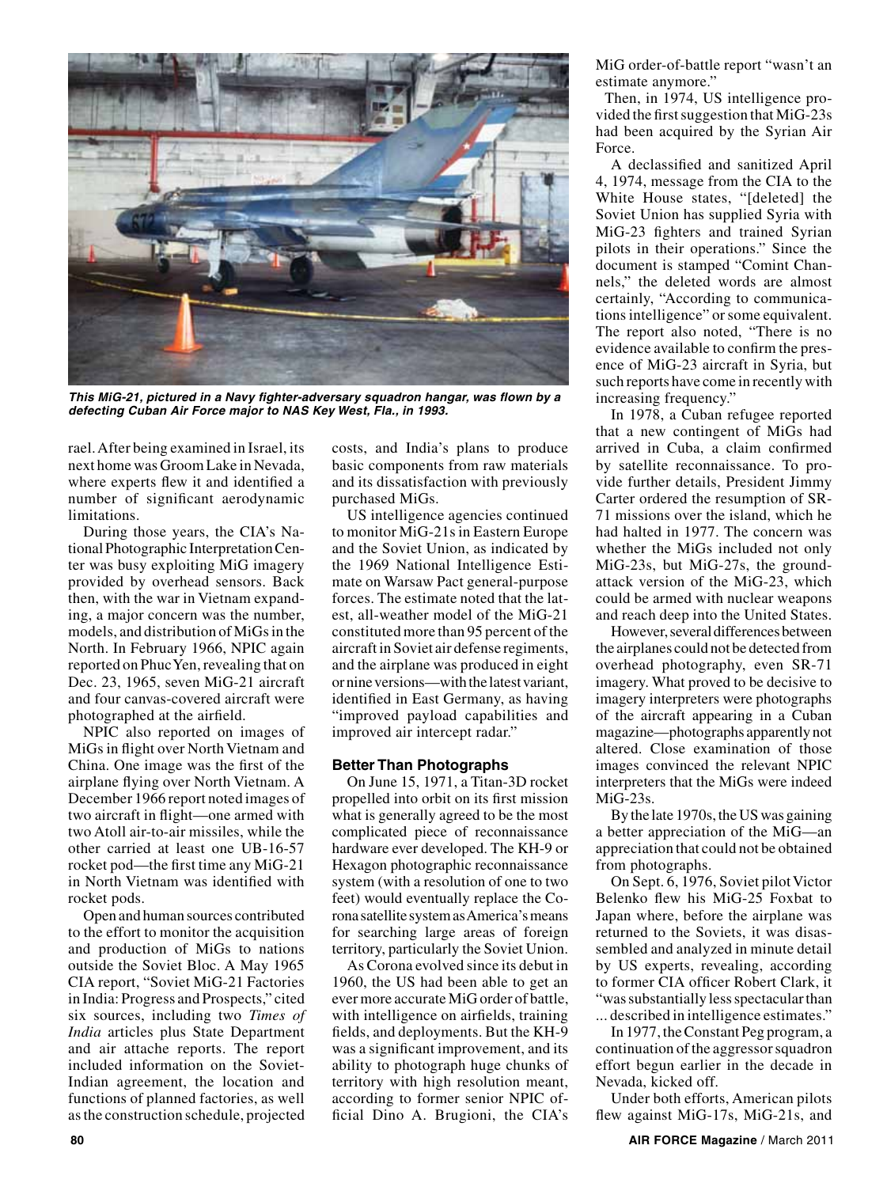*This MiG-21, pictured in a Navy fighter-adversary squadron hangar, was flown by a defecting Cuban Air Force major to NAS Key West, Fla., in 1993.*

rael. After being examined in Israel, its next home was Groom Lake in Nevada, where experts flew it and identified a number of significant aerodynamic limitations.

During those years, the CIA's National Photographic Interpretation Center was busy exploiting MiG imagery provided by overhead sensors. Back then, with the war in Vietnam expanding, a major concern was the number, models, and distribution of MiGs in the North. In February 1966, NPIC again reported on Phuc Yen, revealing that on Dec. 23, 1965, seven MiG-21 aircraft and four canvas-covered aircraft were photographed at the airfield.

NPIC also reported on images of MiGs in flight over North Vietnam and China. One image was the first of the airplane flying over North Vietnam. A December 1966 report noted images of two aircraft in flight—one armed with two Atoll air-to-air missiles, while the other carried at least one UB-16-57 rocket pod—the first time any MiG-21 in North Vietnam was identified with rocket pods.

Open and human sources contributed to the effort to monitor the acquisition and production of MiGs to nations outside the Soviet Bloc. A May 1965 CIA report, "Soviet MiG-21 Factories in India: Progress and Prospects," cited six sources, including two *Times of India* articles plus State Department and air attache reports. The report included information on the Soviet-Indian agreement, the location and functions of planned factories, as well as the construction schedule, projected costs, and India's plans to produce basic components from raw materials and its dissatisfaction with previously purchased MiGs.

US intelligence agencies continued to monitor MiG-21s in Eastern Europe and the Soviet Union, as indicated by the 1969 National Intelligence Estimate on Warsaw Pact general-purpose forces. The estimate noted that the latest, all-weather model of the MiG-21 constituted more than 95 percent of the aircraft in Soviet air defense regiments, and the airplane was produced in eight or nine versions—with the latest variant, identified in East Germany, as having "improved payload capabilities and improved air intercept radar."

### Better Than Photographs

On June 15, 1971, a Titan-3D rocket propelled into orbit on its first mission what is generally agreed to be the most complicated piece of reconnaissance hardware ever developed. The KH-9 or Hexagon photographic reconnaissance system (with a resolution of one to two feet) would eventually replace the Corona satellite system as America's means for searching large areas of foreign territory, particularly the Soviet Union.

As Corona evolved since its debut in 1960, the US had been able to get an ever more accurate MiG order of battle, with intelligence on airfields, training fields, and deployments. But the KH-9 was a significant improvement, and its ability to photograph huge chunks of territory with high resolution meant, according to former senior NPIC official Dino A. Brugioni, the CIA's MiG order-of-battle report "wasn't an estimate anymore."

Then, in 1974, US intelligence provided the first suggestion that MiG-23s had been acquired by the Syrian Air Force.

A declassified and sanitized April 4, 1974, message from the CIA to the White House states, "[deleted] the Soviet Union has supplied Syria with MiG-23 fighters and trained Syrian pilots in their operations." Since the document is stamped "Comint Channels," the deleted words are almost certainly, "According to communications intelligence" or some equivalent. The report also noted, "There is no evidence available to confirm the presence of MiG-23 aircraft in Syria, but such reports have come in recently with increasing frequency."

In 1978, a Cuban refugee reported that a new contingent of MiGs had arrived in Cuba, a claim confirmed by satellite reconnaissance. To provide further details, President Jimmy Carter ordered the resumption of SR-71 missions over the island, which he had halted in 1977. The concern was whether the MiGs included not only MiG-23s, but MiG-27s, the ground-attack version of the MiG-23, which could be armed with nuclear weapons and reach deep into the United States.

However, several differences between the airplanes could not be detected from overhead photography, even SR-71 imagery. What proved to be decisive to imagery interpreters were photographs of the aircraft appearing in a Cuban magazine—photographs apparently not altered. Close examination of those images convinced the relevant NPIC interpreters that the MiGs were indeed MiG-23s.

By the late 1970s, the US was gaining a better appreciation of the MiG—an appreciation that could not be obtained from photographs.

On Sept. 6, 1976, Soviet pilot Victor Belenko flew his MiG-25 Foxbat to Japan where, before the airplane was returned to the Soviets, it was disassembled and analyzed in minute detail by US experts, revealing, according to former CIA officer Robert Clark, it "was substantially less spectacular than ... described in intelligence estimates."

In 1977, the Constant Peg program, a continuation of the aggressor squadron effort begun earlier in the decade in Nevada, kicked off.

Under both efforts, American pilots flew against MiG-17s, MiG-21s, and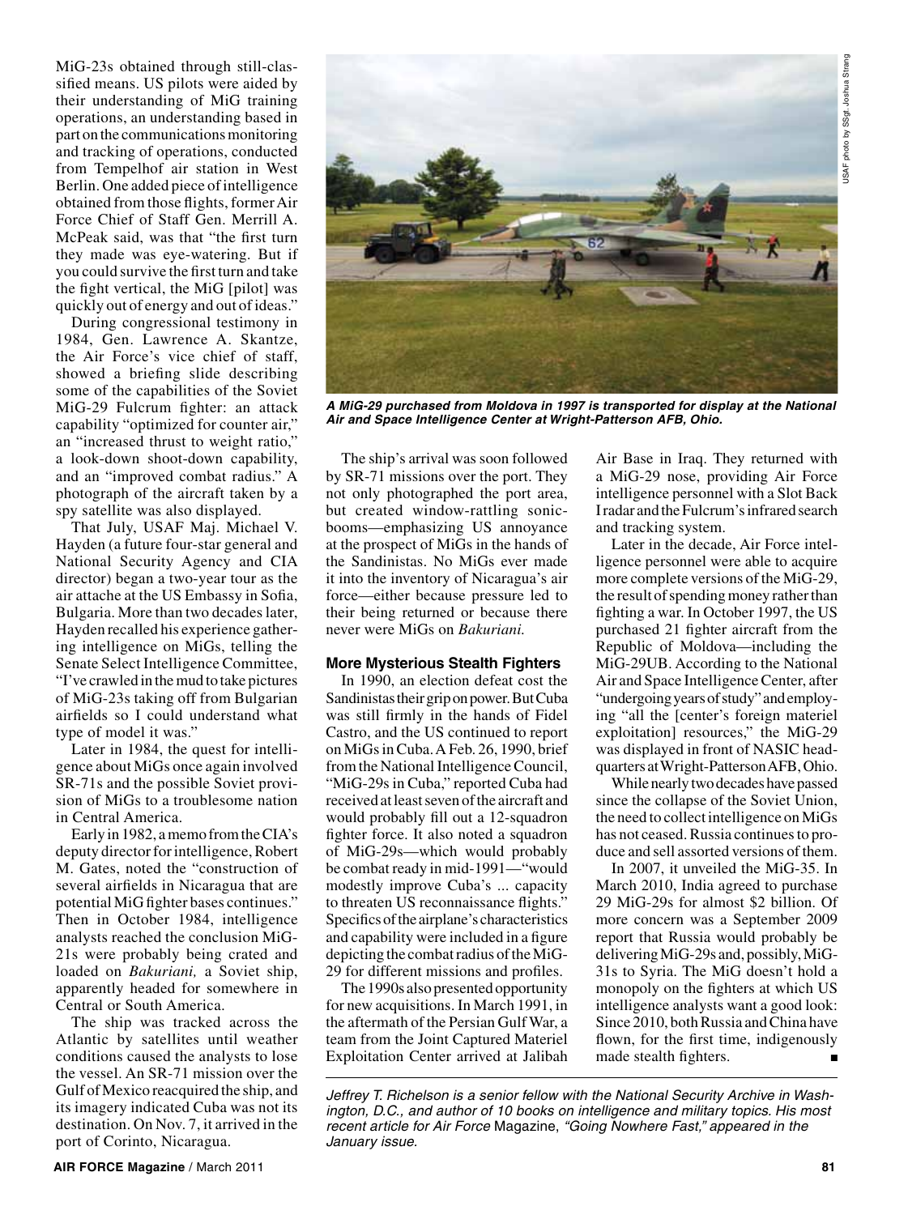MiG-23s obtained through still-classified means. US pilots were aided by their understanding of MiG training operations, an understanding based in part on the communications monitoring and tracking of operations, conducted from Tempelhof air station in West Berlin. One added piece of intelligence obtained from those flights, former Air Force Chief of Staff Gen. Merrill A. McPeak said, was that "the first turn they made was eye-watering. But if you could survive the first turn and take the fight vertical, the MiG [pilot] was quickly out of energy and out of ideas."

During congressional testimony in 1984, Gen. Lawrence A. Skantze, the Air Force's vice chief of staff, showed a briefing slide describing some of the capabilities of the Soviet MiG-29 Fulcrum fighter: an attack capability "optimized for counter air," an "increased thrust to weight ratio," a look-down shoot-down capability, and an "improved combat radius." A photograph of the aircraft taken by a spy satellite was also displayed.

That July, USAF Maj. Michael V. Hayden (a future four-star general and National Security Agency and CIA director) began a two-year tour as the air attache at the US Embassy in Sofia, Bulgaria. More than two decades later, Hayden recalled his experience gathering intelligence on MiGs, telling the Senate Select Intelligence Committee, "I've crawled in the mud to take pictures of MiG-23s taking off from Bulgarian airfields so I could understand what type of model it was."

Later in 1984, the quest for intelligence about MiGs once again involved SR-71s and the possible Soviet provision of MiGs to a troublesome nation in Central America.

Early in 1982, a memo from the CIA's deputy director for intelligence, Robert M. Gates, noted the "construction of several airfields in Nicaragua that are potential MiG fighter bases continues." Then in October 1984, intelligence analysts reached the conclusion MiG-21s were probably being crated and loaded on *Bakuriani,* a Soviet ship, apparently headed for somewhere in Central or South America.

The ship was tracked across the Atlantic by satellites until weather conditions caused the analysts to lose the vessel. An SR-71 mission over the Gulf of Mexico reacquired the ship, and its imagery indicated Cuba was not its destination. On Nov. 7, it arrived in the port of Corinto, Nicaragua.

USAF photo by SSgt. Joshua Strang

***A MiG-29 purchased from Moldova in 1997 is transported for display at the National Air and Space Intelligence Center at Wright-Patterson AFB, Ohio.***

The ship's arrival was soon followed by SR-71 missions over the port. They not only photographed the port area, but created window-rattling sonic-booms—emphasizing US annoyance at the prospect of MiGs in the hands of the Sandinistas. No MiGs ever made it into the inventory of Nicaragua's air force—either because pressure led to their being returned or because there never were MiGs on *Bakuriani.*

### More Mysterious Stealth Fighters

In 1990, an election defeat cost the Sandinistas their grip on power. But Cuba was still firmly in the hands of Fidel Castro, and the US continued to report on MiGs in Cuba. A Feb. 26, 1990, brief from the National Intelligence Council, "MiG-29s in Cuba," reported Cuba had received at least seven of the aircraft and would probably fill out a 12-squadron fighter force. It also noted a squadron of MiG-29s—which would probably be combat ready in mid-1991—"would modestly improve Cuba's ... capacity to threaten US reconnaissance flights." Specifics of the airplane's characteristics and capability were included in a figure depicting the combat radius of the MiG-29 for different missions and profiles.

The 1990s also presented opportunity for new acquisitions. In March 1991, in the aftermath of the Persian Gulf War, a team from the Joint Captured Materiel Exploitation Center arrived at Jalibah Air Base in Iraq. They returned with a MiG-29 nose, providing Air Force intelligence personnel with a Slot Back I radar and the Fulcrum's infrared search and tracking system.

Later in the decade, Air Force intelligence personnel were able to acquire more complete versions of the MiG-29, the result of spending money rather than fighting a war. In October 1997, the US purchased 21 fighter aircraft from the Republic of Moldova—including the MiG-29UB. According to the National Air and Space Intelligence Center, after "undergoing years of study" and employing "all the [center's foreign materiel exploitation] resources," the MiG-29 was displayed in front of NASIC headquarters at Wright-Patterson AFB, Ohio.

While nearly two decades have passed since the collapse of the Soviet Union, the need to collect intelligence on MiGs has not ceased. Russia continues to produce and sell assorted versions of them.

In 2007, it unveiled the MiG-35. In March 2010, India agreed to purchase 29 MiG-29s for almost $2 billion. Of more concern was a September 2009 report that Russia would probably be delivering MiG-29s and, possibly, MiG-31s to Syria. The MiG doesn't hold a monopoly on the fighters at which US intelligence analysts want a good look: Since 2010, both Russia and China have flown, for the first time, indigenously made stealth fighters. ■

*Jeffrey T. Richelson is a senior fellow with the National Security Archive in Washington, D.C., and author of 10 books on intelligence and military topics. His most recent article for Air Force* Magazine, *"Going Nowhere Fast," appeared in the January issue.*